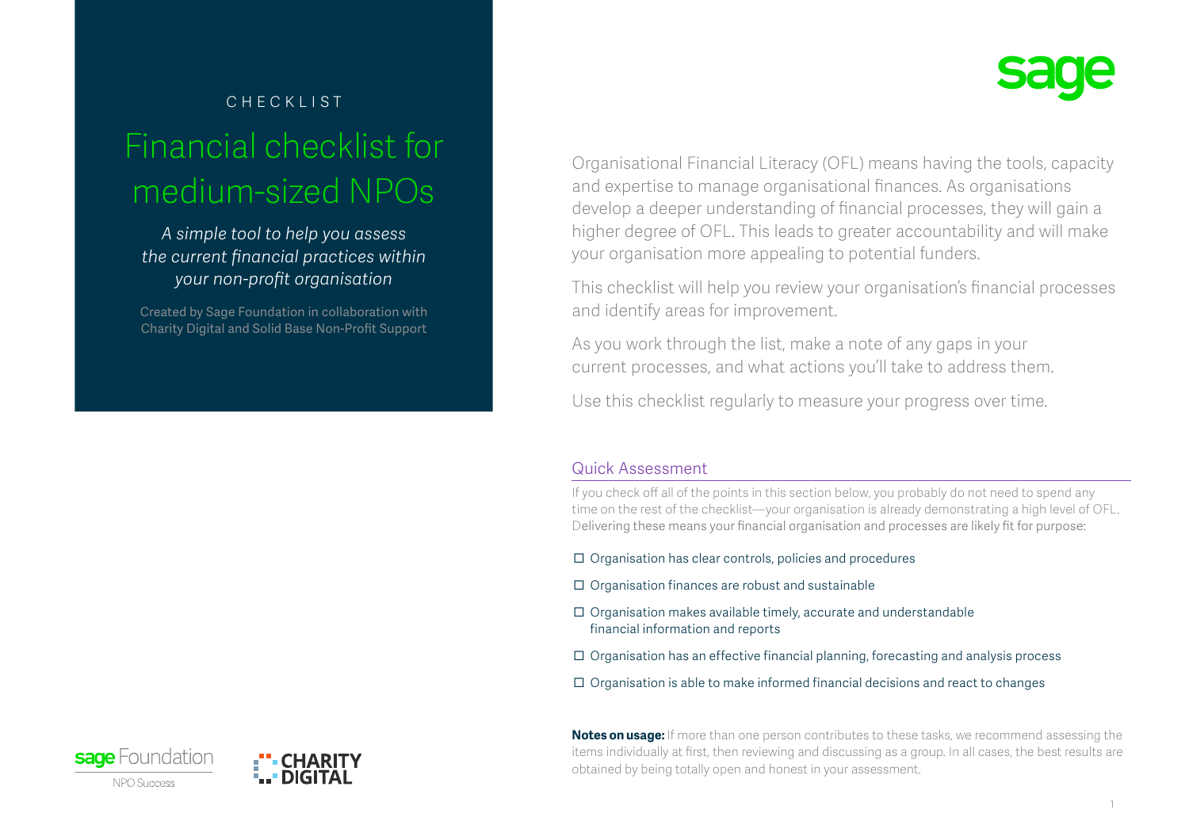CHECKLIST

# Financial checklist for medium-sized NPOs

*A simple tool to help you assess the current financial practices within your non-profit organisation*

Created by Sage Foundation in collaboration with Charity Digital and Solid Base Non-Profit Support

Organisational Financial Literacy (OFL) means having the tools, capacity and expertise to manage organisational finances. As organisations develop a deeper understanding of financial processes, they will gain a higher degree of OFL. This leads to greater accountability and will make your organisation more appealing to potential funders.

This checklist will help you review your organisation's financial processes and identify areas for improvement.

As you work through the list, make a note of any gaps in your current processes, and what actions you'll take to address them.

Use this checklist regularly to measure your progress over time.

## Quick Assessment

If you check off all of the points in this section below, you probably do not need to spend any time on the rest of the checklist—your organisation is already demonstrating a high level of OFL. Delivering these means your financial organisation and processes are likely fit for purpose:

- ☐ Organisation has clear controls, policies and procedures
- ☐ Organisation finances are robust and sustainable
- ☐ Organisation makes available timely, accurate and understandable financial information and reports
- ☐ Organisation has an effective financial planning, forecasting and analysis process
- ☐ Organisation is able to make informed financial decisions and react to changes

**Notes on usage:** If more than one person contributes to these tasks, we recommend assessing the items individually at first, then reviewing and discussing as a group. In all cases, the best results are obtained by being totally open and honest in your assessment.

sage Foundation
NPO Success

CHARITY DIGITAL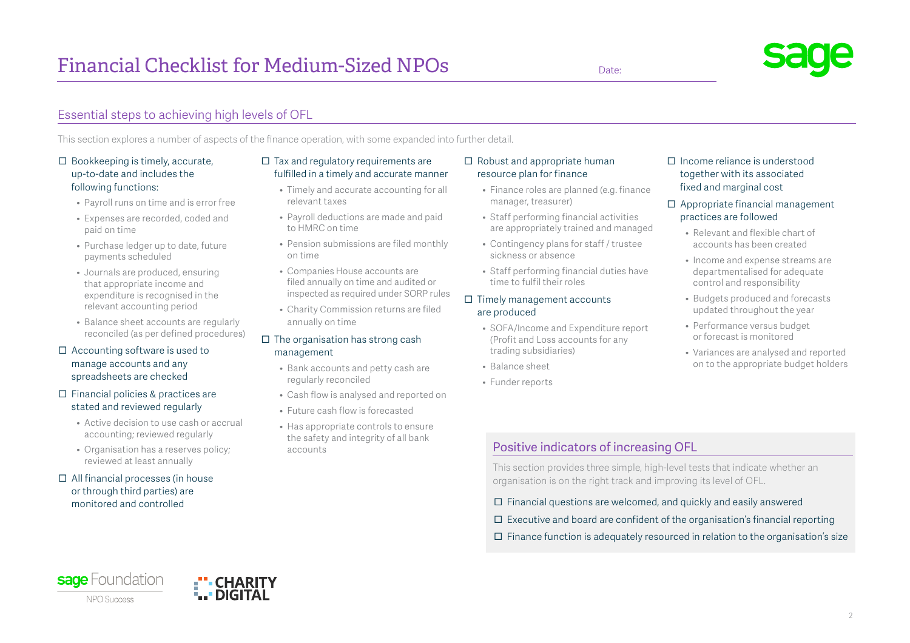# Financial Checklist for Medium-Sized NPOs

Date:

## Essential steps to achieving high levels of OFL

This section explores a number of aspects of the finance operation, with some expanded into further detail.

- ☐ Bookkeeping is timely, accurate, up-to-date and includes the following functions:
  - Payroll runs on time and is error free
  - Expenses are recorded, coded and paid on time
  - Purchase ledger up to date, future payments scheduled
  - Journals are produced, ensuring that appropriate income and expenditure is recognised in the relevant accounting period
  - Balance sheet accounts are regularly reconciled (as per defined procedures)
- ☐ Accounting software is used to manage accounts and any spreadsheets are checked
- ☐ Financial policies & practices are stated and reviewed regularly
  - Active decision to use cash or accrual accounting; reviewed regularly
  - Organisation has a reserves policy; reviewed at least annually
- ☐ All financial processes (in house or through third parties) are monitored and controlled
- ☐ Tax and regulatory requirements are fulfilled in a timely and accurate manner
  - Timely and accurate accounting for all relevant taxes
  - Payroll deductions are made and paid to HMRC on time
  - Pension submissions are filed monthly on time
  - Companies House accounts are filed annually on time and audited or inspected as required under SORP rules
  - Charity Commission returns are filed annually on time
- ☐ The organisation has strong cash management
  - Bank accounts and petty cash are regularly reconciled
  - Cash flow is analysed and reported on
  - Future cash flow is forecasted
  - Has appropriate controls to ensure the safety and integrity of all bank accounts
- ☐ Robust and appropriate human resource plan for finance
  - Finance roles are planned (e.g. finance manager, treasurer)
  - Staff performing financial activities are appropriately trained and managed
  - Contingency plans for staff / trustee sickness or absence
  - Staff performing financial duties have time to fulfil their roles
- ☐ Timely management accounts are produced
  - SOFA/Income and Expenditure report (Profit and Loss accounts for any trading subsidiaries)
  - Balance sheet
  - Funder reports
- ☐ Income reliance is understood together with its associated fixed and marginal cost
- ☐ Appropriate financial management practices are followed
  - Relevant and flexible chart of accounts has been created
  - Income and expense streams are departmentalised for adequate control and responsibility
  - Budgets produced and forecasts updated throughout the year
  - Performance versus budget or forecast is monitored
  - Variances are analysed and reported on to the appropriate budget holders

## Positive indicators of increasing OFL

This section provides three simple, high-level tests that indicate whether an organisation is on the right track and improving its level of OFL.

- ☐ Financial questions are welcomed, and quickly and easily answered
- ☐ Executive and board are confident of the organisation's financial reporting
- ☐ Finance function is adequately resourced in relation to the organisation's size

sage Foundation NPO Success

CHARITY DIGITAL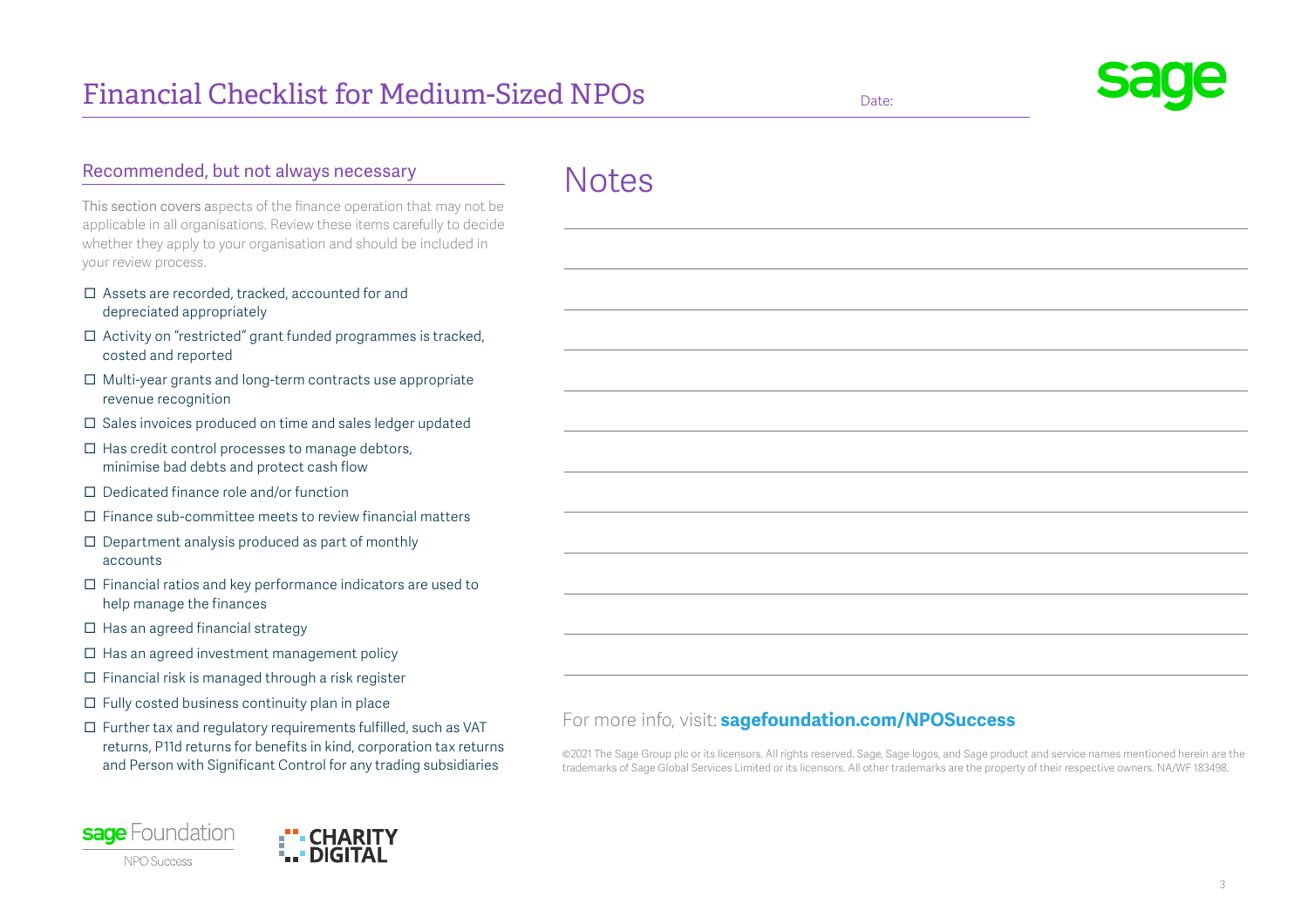# Financial Checklist for Medium-Sized NPOs

Date:

## Recommended, but not always necessary

This section covers aspects of the finance operation that may not be applicable in all organisations. Review these items carefully to decide whether they apply to your organisation and should be included in your review process.

- ☐ Assets are recorded, tracked, accounted for and depreciated appropriately
- ☐ Activity on "restricted" grant funded programmes is tracked, costed and reported
- ☐ Multi-year grants and long-term contracts use appropriate revenue recognition
- ☐ Sales invoices produced on time and sales ledger updated
- ☐ Has credit control processes to manage debtors, minimise bad debts and protect cash flow
- ☐ Dedicated finance role and/or function
- ☐ Finance sub-committee meets to review financial matters
- ☐ Department analysis produced as part of monthly accounts
- ☐ Financial ratios and key performance indicators are used to help manage the finances
- ☐ Has an agreed financial strategy
- ☐ Has an agreed investment management policy
- ☐ Financial risk is managed through a risk register
- ☐ Fully costed business continuity plan in place
- ☐ Further tax and regulatory requirements fulfilled, such as VAT returns, P11d returns for benefits in kind, corporation tax returns and Person with Significant Control for any trading subsidiaries

## Notes

For more info, visit: **sagefoundation.com/NPOSuccess**

©2021 The Sage Group plc or its licensors. All rights reserved. Sage, Sage logos, and Sage product and service names mentioned herein are the trademarks of Sage Global Services Limited or its licensors. All other trademarks are the property of their respective owners. NA/WF 183498.

sage Foundation
NPO Success

CHARITY DIGITAL